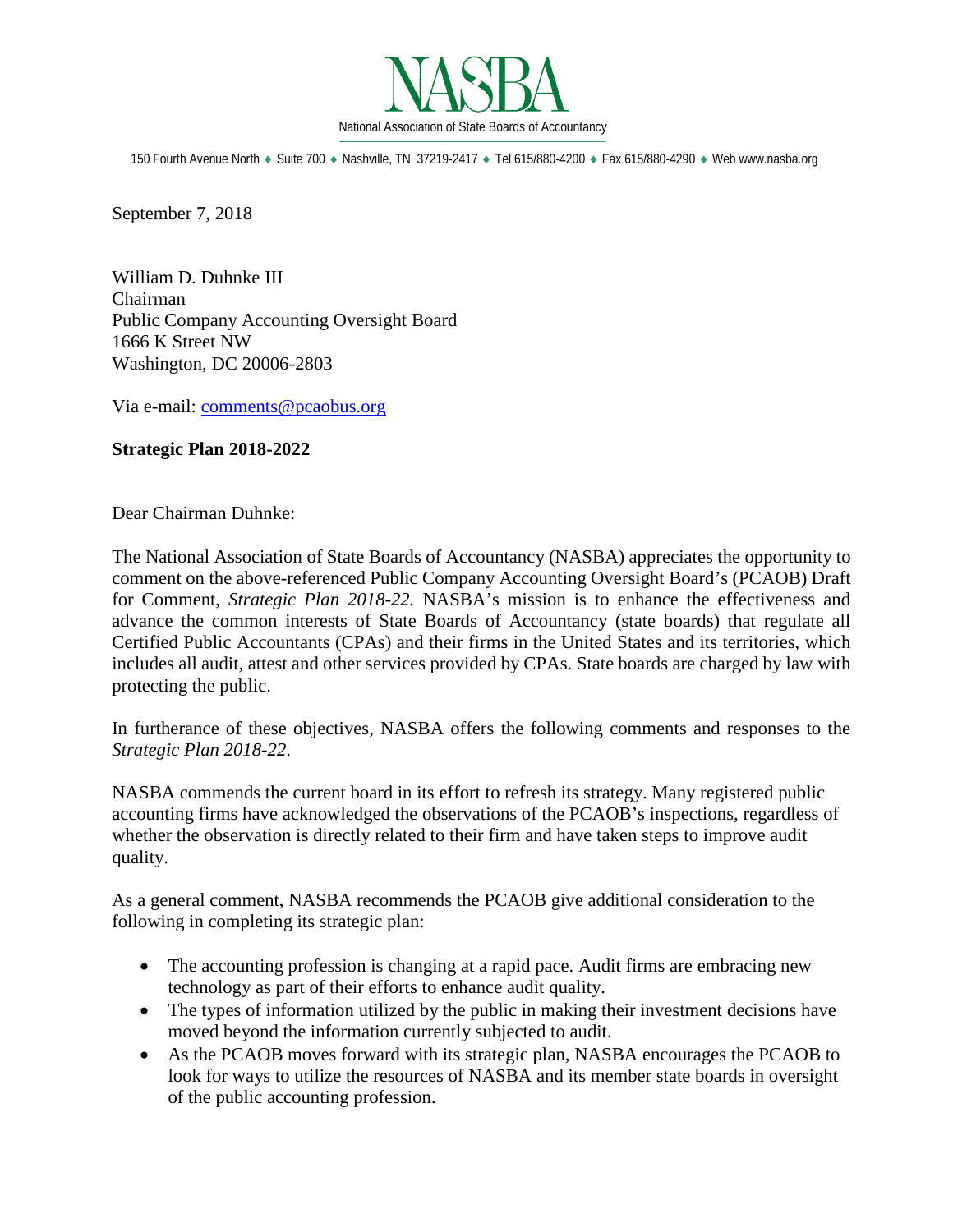# NASBA

National Association of State Boards of Accountancy

150 Fourth Avenue North ♦ Suite 700 ♦ Nashville, TN 37219-2417 ♦ Tel 615/880-4200 ♦ Fax 615/880-4290 ♦ Web www.nasba.org

September 7, 2018

William D. Duhnke III
Chairman
Public Company Accounting Oversight Board
1666 K Street NW
Washington, DC 20006-2803

Via e-mail: comments@pcaobus.org

**Strategic Plan 2018-2022**

Dear Chairman Duhnke:

The National Association of State Boards of Accountancy (NASBA) appreciates the opportunity to comment on the above-referenced Public Company Accounting Oversight Board's (PCAOB) Draft for Comment, *Strategic Plan 2018-22.* NASBA's mission is to enhance the effectiveness and advance the common interests of State Boards of Accountancy (state boards) that regulate all Certified Public Accountants (CPAs) and their firms in the United States and its territories, which includes all audit, attest and other services provided by CPAs. State boards are charged by law with protecting the public.

In furtherance of these objectives, NASBA offers the following comments and responses to the *Strategic Plan 2018-22*.

NASBA commends the current board in its effort to refresh its strategy. Many registered public accounting firms have acknowledged the observations of the PCAOB's inspections, regardless of whether the observation is directly related to their firm and have taken steps to improve audit quality.

As a general comment, NASBA recommends the PCAOB give additional consideration to the following in completing its strategic plan:

- The accounting profession is changing at a rapid pace. Audit firms are embracing new technology as part of their efforts to enhance audit quality.
- The types of information utilized by the public in making their investment decisions have moved beyond the information currently subjected to audit.
- As the PCAOB moves forward with its strategic plan, NASBA encourages the PCAOB to look for ways to utilize the resources of NASBA and its member state boards in oversight of the public accounting profession.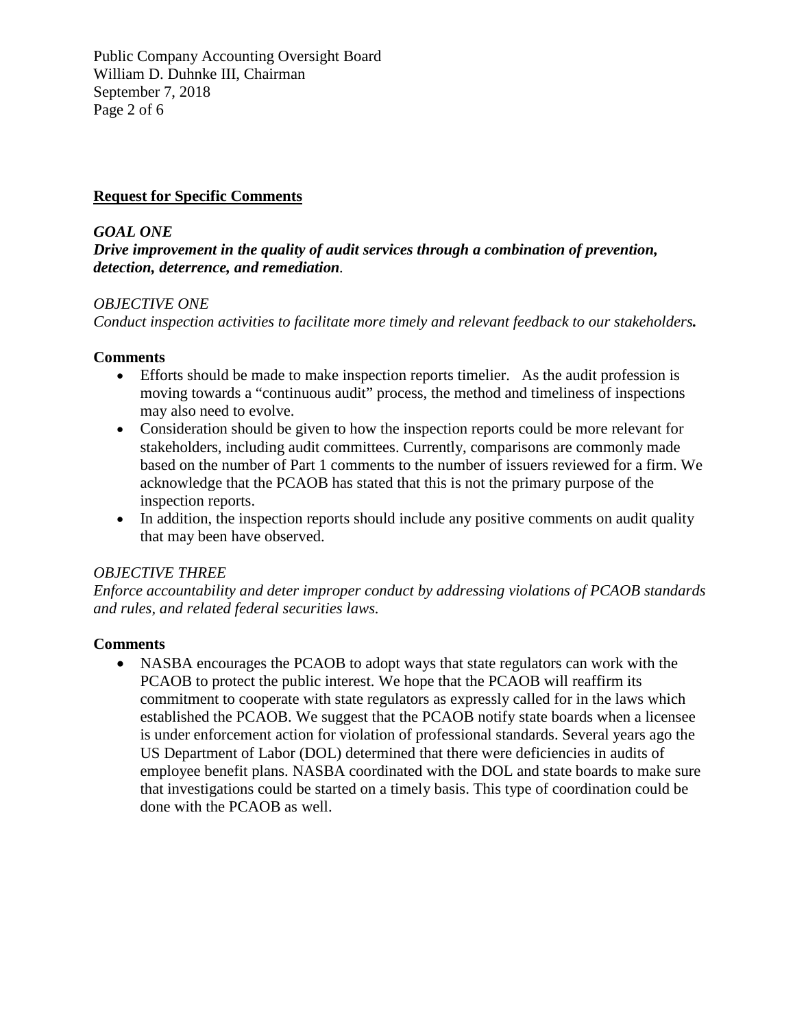**Request for Specific Comments**

***GOAL ONE***

***Drive improvement in the quality of audit services through a combination of prevention, detection, deterrence, and remediation**.*

*OBJECTIVE ONE*

*Conduct inspection activities to facilitate more timely and relevant feedback to our stakeholders**.***

**Comments**

- Efforts should be made to make inspection reports timelier. As the audit profession is moving towards a "continuous audit" process, the method and timeliness of inspections may also need to evolve.
- Consideration should be given to how the inspection reports could be more relevant for stakeholders, including audit committees. Currently, comparisons are commonly made based on the number of Part 1 comments to the number of issuers reviewed for a firm. We acknowledge that the PCAOB has stated that this is not the primary purpose of the inspection reports.
- In addition, the inspection reports should include any positive comments on audit quality that may been have observed.

*OBJECTIVE THREE*

*Enforce accountability and deter improper conduct by addressing violations of PCAOB standards and rules, and related federal securities laws.*

**Comments**

- NASBA encourages the PCAOB to adopt ways that state regulators can work with the PCAOB to protect the public interest. We hope that the PCAOB will reaffirm its commitment to cooperate with state regulators as expressly called for in the laws which established the PCAOB. We suggest that the PCAOB notify state boards when a licensee is under enforcement action for violation of professional standards. Several years ago the US Department of Labor (DOL) determined that there were deficiencies in audits of employee benefit plans. NASBA coordinated with the DOL and state boards to make sure that investigations could be started on a timely basis. This type of coordination could be done with the PCAOB as well.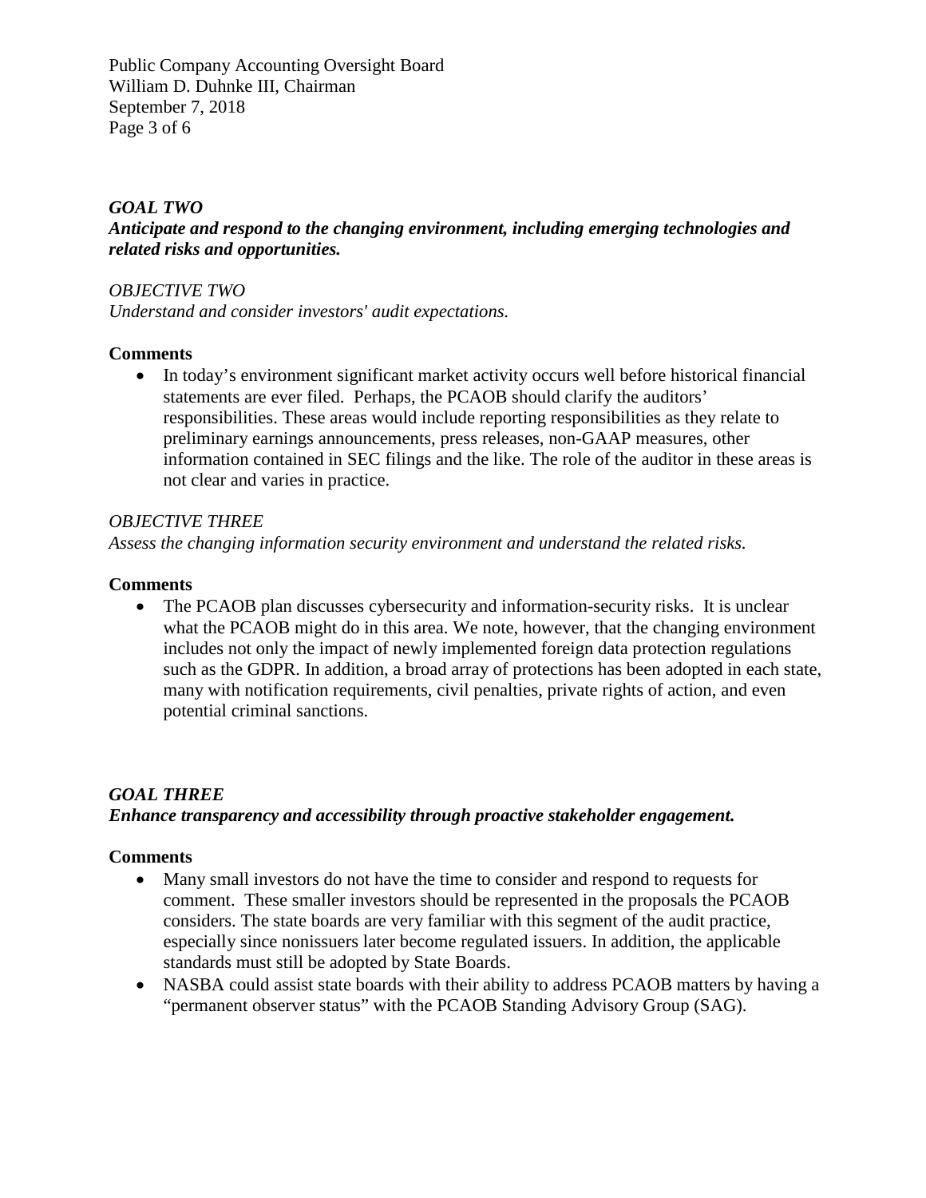***GOAL TWO***
***Anticipate and respond to the changing environment, including emerging technologies and related risks and opportunities.***

*OBJECTIVE TWO*
*Understand and consider investors' audit expectations.*

**Comments**

- In today's environment significant market activity occurs well before historical financial statements are ever filed. Perhaps, the PCAOB should clarify the auditors' responsibilities. These areas would include reporting responsibilities as they relate to preliminary earnings announcements, press releases, non-GAAP measures, other information contained in SEC filings and the like. The role of the auditor in these areas is not clear and varies in practice.

*OBJECTIVE THREE*
*Assess the changing information security environment and understand the related risks.*

**Comments**

- The PCAOB plan discusses cybersecurity and information-security risks. It is unclear what the PCAOB might do in this area. We note, however, that the changing environment includes not only the impact of newly implemented foreign data protection regulations such as the GDPR. In addition, a broad array of protections has been adopted in each state, many with notification requirements, civil penalties, private rights of action, and even potential criminal sanctions.

***GOAL THREE***
***Enhance transparency and accessibility through proactive stakeholder engagement.***

**Comments**

- Many small investors do not have the time to consider and respond to requests for comment. These smaller investors should be represented in the proposals the PCAOB considers. The state boards are very familiar with this segment of the audit practice, especially since nonissuers later become regulated issuers. In addition, the applicable standards must still be adopted by State Boards.
- NASBA could assist state boards with their ability to address PCAOB matters by having a "permanent observer status" with the PCAOB Standing Advisory Group (SAG).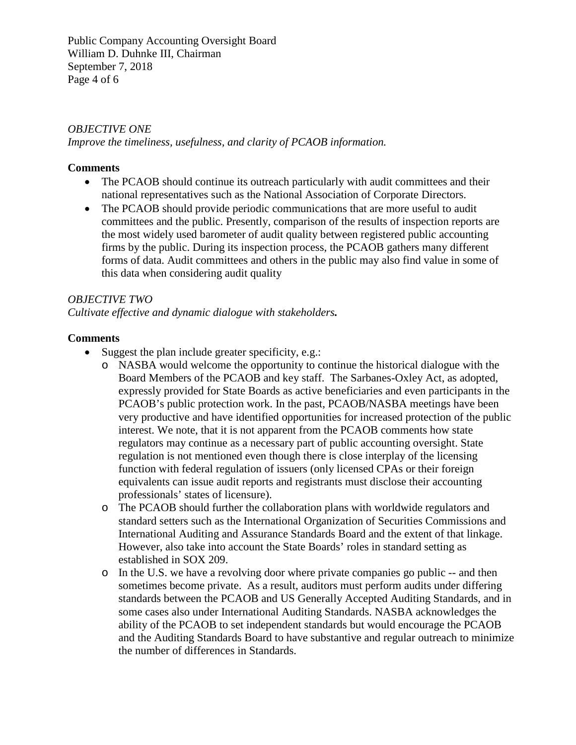*OBJECTIVE ONE*

*Improve the timeliness, usefulness, and clarity of PCAOB information.*

**Comments**

- The PCAOB should continue its outreach particularly with audit committees and their national representatives such as the National Association of Corporate Directors.
- The PCAOB should provide periodic communications that are more useful to audit committees and the public. Presently, comparison of the results of inspection reports are the most widely used barometer of audit quality between registered public accounting firms by the public. During its inspection process, the PCAOB gathers many different forms of data. Audit committees and others in the public may also find value in some of this data when considering audit quality

*OBJECTIVE TWO*

*Cultivate effective and dynamic dialogue with stakeholders.*

**Comments**

- Suggest the plan include greater specificity, e.g.:
  - NASBA would welcome the opportunity to continue the historical dialogue with the Board Members of the PCAOB and key staff. The Sarbanes-Oxley Act, as adopted, expressly provided for State Boards as active beneficiaries and even participants in the PCAOB's public protection work. In the past, PCAOB/NASBA meetings have been very productive and have identified opportunities for increased protection of the public interest. We note, that it is not apparent from the PCAOB comments how state regulators may continue as a necessary part of public accounting oversight. State regulation is not mentioned even though there is close interplay of the licensing function with federal regulation of issuers (only licensed CPAs or their foreign equivalents can issue audit reports and registrants must disclose their accounting professionals' states of licensure).
  - The PCAOB should further the collaboration plans with worldwide regulators and standard setters such as the International Organization of Securities Commissions and International Auditing and Assurance Standards Board and the extent of that linkage. However, also take into account the State Boards' roles in standard setting as established in SOX 209.
  - In the U.S. we have a revolving door where private companies go public -- and then sometimes become private. As a result, auditors must perform audits under differing standards between the PCAOB and US Generally Accepted Auditing Standards, and in some cases also under International Auditing Standards. NASBA acknowledges the ability of the PCAOB to set independent standards but would encourage the PCAOB and the Auditing Standards Board to have substantive and regular outreach to minimize the number of differences in Standards.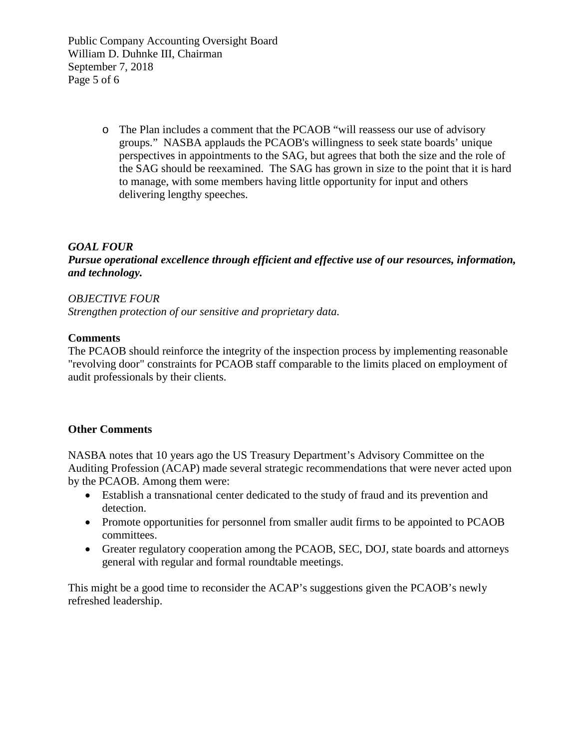- The Plan includes a comment that the PCAOB "will reassess our use of advisory groups." NASBA applauds the PCAOB's willingness to seek state boards' unique perspectives in appointments to the SAG, but agrees that both the size and the role of the SAG should be reexamined. The SAG has grown in size to the point that it is hard to manage, with some members having little opportunity for input and others delivering lengthy speeches.

***GOAL FOUR***
***Pursue operational excellence through efficient and effective use of our resources, information, and technology.***

*OBJECTIVE FOUR*
*Strengthen protection of our sensitive and proprietary data.*

**Comments**
The PCAOB should reinforce the integrity of the inspection process by implementing reasonable "revolving door" constraints for PCAOB staff comparable to the limits placed on employment of audit professionals by their clients.

**Other Comments**

NASBA notes that 10 years ago the US Treasury Department's Advisory Committee on the Auditing Profession (ACAP) made several strategic recommendations that were never acted upon by the PCAOB. Among them were:

- Establish a transnational center dedicated to the study of fraud and its prevention and detection.
- Promote opportunities for personnel from smaller audit firms to be appointed to PCAOB committees.
- Greater regulatory cooperation among the PCAOB, SEC, DOJ, state boards and attorneys general with regular and formal roundtable meetings.

This might be a good time to reconsider the ACAP's suggestions given the PCAOB's newly refreshed leadership.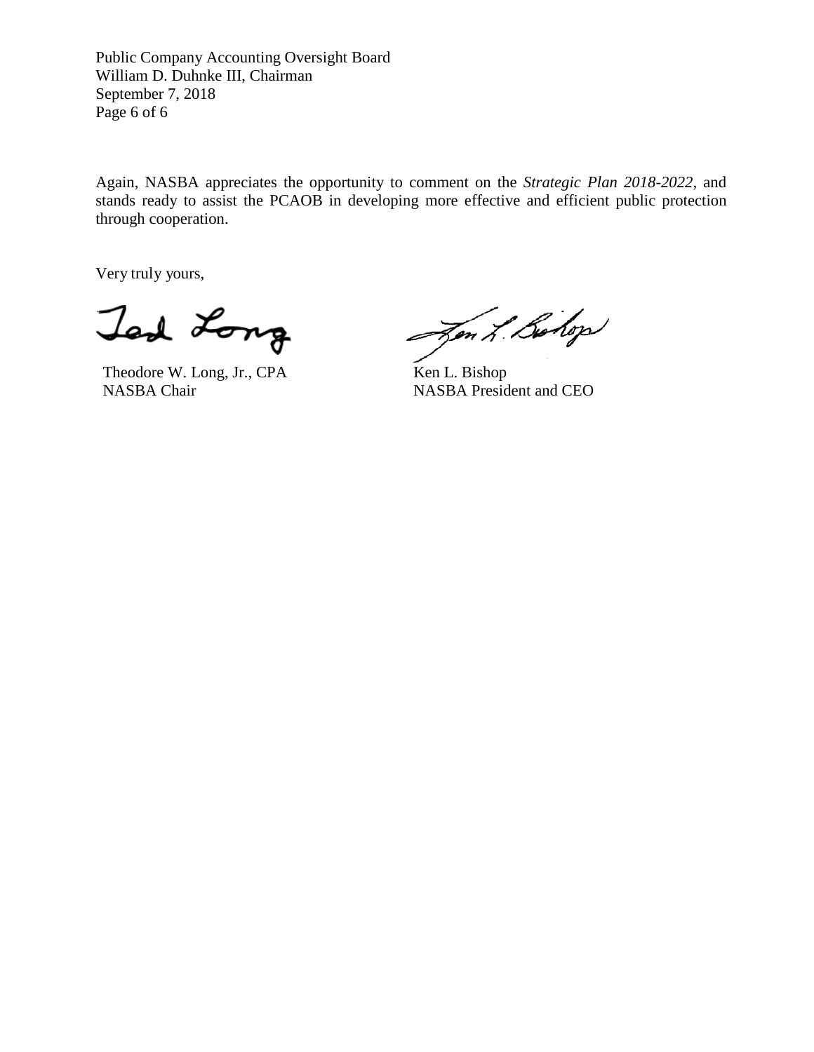Again, NASBA appreciates the opportunity to comment on the *Strategic Plan 2018-2022*, and stands ready to assist the PCAOB in developing more effective and efficient public protection through cooperation.

Very truly yours,

Theodore W. Long, Jr., CPA
NASBA Chair

Ken L. Bishop
NASBA President and CEO